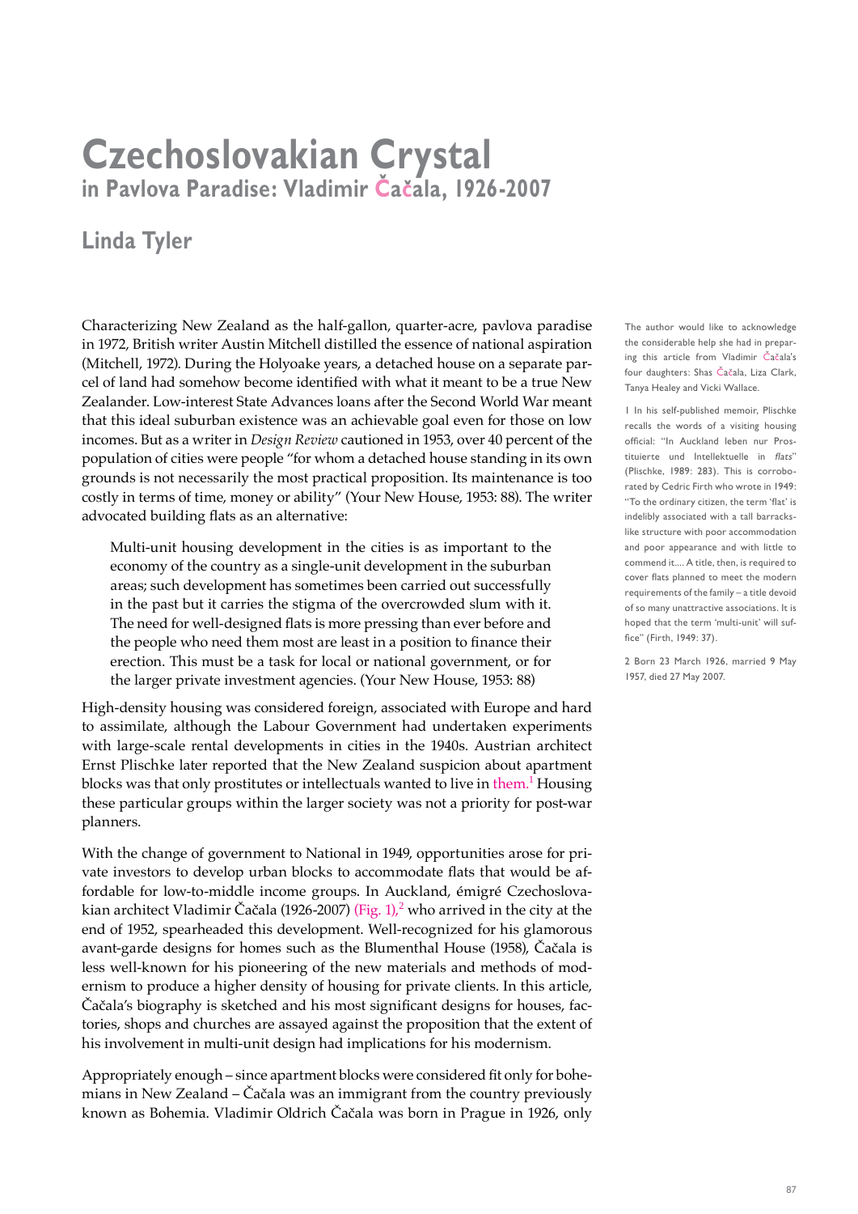# Czechoslovakian Crystal
## in Pavlova Paradise: Vladimir Čačala, 1926-2007

### Linda Tyler

Characterizing New Zealand as the half-gallon, quarter-acre, pavlova paradise in 1972, British writer Austin Mitchell distilled the essence of national aspiration (Mitchell, 1972). During the Holyoake years, a detached house on a separate parcel of land had somehow become identified with what it meant to be a true New Zealander. Low-interest State Advances loans after the Second World War meant that this ideal suburban existence was an achievable goal even for those on low incomes. But as a writer in *Design Review* cautioned in 1953, over 40 percent of the population of cities were people "for whom a detached house standing in its own grounds is not necessarily the most practical proposition. Its maintenance is too costly in terms of time, money or ability" (Your New House, 1953: 88). The writer advocated building flats as an alternative:

> Multi-unit housing development in the cities is as important to the economy of the country as a single-unit development in the suburban areas; such development has sometimes been carried out successfully in the past but it carries the stigma of the overcrowded slum with it. The need for well-designed flats is more pressing than ever before and the people who need them most are least in a position to finance their erection. This must be a task for local or national government, or for the larger private investment agencies. (Your New House, 1953: 88)

High-density housing was considered foreign, associated with Europe and hard to assimilate, although the Labour Government had undertaken experiments with large-scale rental developments in cities in the 1940s. Austrian architect Ernst Plischke later reported that the New Zealand suspicion about apartment blocks was that only prostitutes or intellectuals wanted to live in them.[1] Housing these particular groups within the larger society was not a priority for post-war planners.

With the change of government to National in 1949, opportunities arose for private investors to develop urban blocks to accommodate flats that would be affordable for low-to-middle income groups. In Auckland, émigré Czechoslovakian architect Vladimir Čačala (1926-2007) (Fig. 1),[2] who arrived in the city at the end of 1952, spearheaded this development. Well-recognized for his glamorous avant-garde designs for homes such as the Blumenthal House (1958), Čačala is less well-known for his pioneering of the new materials and methods of modernism to produce a higher density of housing for private clients. In this article, Čačala's biography is sketched and his most significant designs for houses, factories, shops and churches are assayed against the proposition that the extent of his involvement in multi-unit design had implications for his modernism.

Appropriately enough – since apartment blocks were considered fit only for bohemians in New Zealand – Čačala was an immigrant from the country previously known as Bohemia. Vladimir Oldrich Čačala was born in Prague in 1926, only

The author would like to acknowledge the considerable help she had in preparing this article from Vladimir Čačala's four daughters: Shas Čačala, Liza Clark, Tanya Healey and Vicki Wallace.

1 In his self-published memoir, Plischke recalls the words of a visiting housing official: "In Auckland leben nur Prostituierte und Intellektuelle in *flats*" (Plischke, 1989: 283). This is corroborated by Cedric Firth who wrote in 1949: "To the ordinary citizen, the term 'flat' is indelibly associated with a tall barracks-like structure with poor accommodation and poor appearance and with little to commend it.... A title, then, is required to cover flats planned to meet the modern requirements of the family – a title devoid of so many unattractive associations. It is hoped that the term 'multi-unit' will suffice" (Firth, 1949: 37).

2 Born 23 March 1926, married 9 May 1957, died 27 May 2007.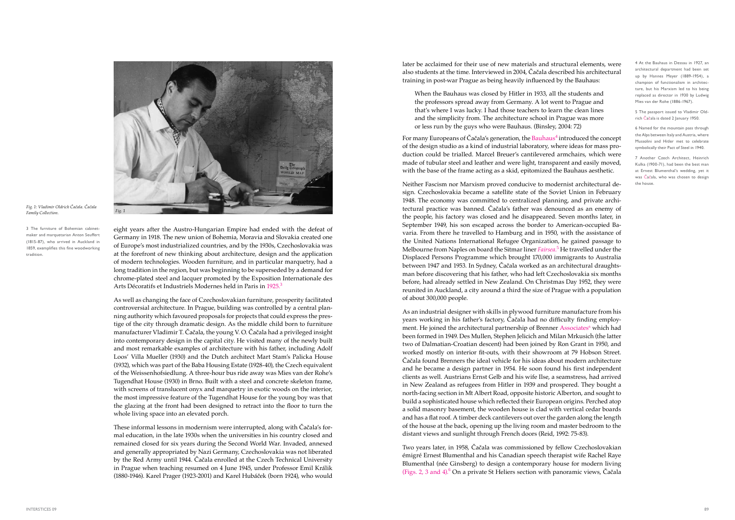*Fig. 1: Vladimir Oldrich Čačala. Čačala Family Collection.*

eight years after the Austro-Hungarian Empire had ended with the defeat of Germany in 1918. The new union of Bohemia, Moravia and Slovakia created one of Europe's most industrialized countries, and by the 1930s, Czechoslovakia was at the forefront of new thinking about architecture, design and the application of modern technologies. Wooden furniture, and in particular marquetry, had a long tradition in the region, but was beginning to be superseded by a demand for chrome-plated steel and lacquer promoted by the Exposition Internationale des Arts Décoratifs et Industriels Modernes held in Paris in 1925.[3]

As well as changing the face of Czechoslovakian furniture, prosperity facilitated controversial architecture. In Prague, building was controlled by a central planning authority which favoured proposals for projects that could express the prestige of the city through dramatic design. As the middle child born to furniture manufacturer Vladimir T. Čačala, the young V. O. Čačala had a privileged insight into contemporary design in the capital city. He visited many of the newly built and most remarkable examples of architecture with his father, including Adolf Loos' Villa Mueller (1930) and the Dutch architect Mart Stam's Palicka House (1932), which was part of the Baba Housing Estate (1928-40), the Czech equivalent of the Weissenhofsiedlung. A three-hour bus ride away was Mies van der Rohe's Tugendhat House (1930) in Brno. Built with a steel and concrete skeleton frame, with screens of translucent onyx and marquetry in exotic woods on the interior, the most impressive feature of the Tugendhat House for the young boy was that the glazing at the front had been designed to retract into the floor to turn the whole living space into an elevated porch.

These informal lessons in modernism were interrupted, along with Čačala's formal education, in the late 1930s when the universities in his country closed and remained closed for six years during the Second World War. Invaded, annexed and generally appropriated by Nazi Germany, Czechoslovakia was not liberated by the Red Army until 1944. Čačala enrolled at the Czech Technical University in Prague when teaching resumed on 4 June 1945, under Professor Emil Králík (1880-1946). Karel Prager (1923-2001) and Karel Hubáček (born 1924), who would later be acclaimed for their use of new materials and structural elements, were also students at the time. Interviewed in 2004, Čačala described his architectural training in post-war Prague as being heavily influenced by the Bauhaus:

> When the Bauhaus was closed by Hitler in 1933, all the students and the professors spread away from Germany. A lot went to Prague and that's where I was lucky. I had those teachers to learn the clean lines and the simplicity from. The architecture school in Prague was more or less run by the guys who were Bauhaus. (Binsley, 2004: 72)

For many Europeans of Čačala's generation, the Bauhaus[4] introduced the concept of the design studio as a kind of industrial laboratory, where ideas for mass production could be trialled. Marcel Breuer's cantilevered armchairs, which were made of tubular steel and leather and were light, transparent and easily moved, with the base of the frame acting as a skid, epitomized the Bauhaus aesthetic.

Neither Fascism nor Marxism proved conducive to modernist architectural design. Czechoslovakia became a satellite state of the Soviet Union in February 1948. The economy was committed to centralized planning, and private architectural practice was banned. Čačala's father was denounced as an enemy of the people, his factory was closed and he disappeared. Seven months later, in September 1949, his son escaped across the border to American-occupied Bavaria. From there he travelled to Hamburg and in 1950, with the assistance of the United Nations International Refugee Organization, he gained passage to Melbourne from Naples on board the Sitmar liner *Fairsea*.[5] He travelled under the Displaced Persons Programme which brought 170,000 immigrants to Australia between 1947 and 1953. In Sydney, Čačala worked as an architectural draughtsman before discovering that his father, who had left Czechoslovakia six months before, had already settled in New Zealand. On Christmas Day 1952, they were reunited in Auckland, a city around a third the size of Prague with a population of about 300,000 people.

As an industrial designer with skills in plywood furniture manufacture from his years working in his father's factory, Čačala had no difficulty finding employment. He joined the architectural partnership of Brenner Associates[6] which had been formed in 1949. Des Mullen, Stephen Jelicich and Milan Mrkusich (the latter two of Dalmatian-Croatian descent) had been joined by Ron Grant in 1950, and worked mostly on interior fit-outs, with their showroom at 79 Hobson Street. Čačala found Brenners the ideal vehicle for his ideas about modern architecture and he became a design partner in 1954. He soon found his first independent clients as well. Austrians Ernst Gelb and his wife Ilse, a seamstress, had arrived in New Zealand as refugees from Hitler in 1939 and prospered. They bought a north-facing section in Mt Albert Road, opposite historic Alberton, and sought to build a sophisticated house which reflected their European origins. Perched atop a solid masonry basement, the wooden house is clad with vertical cedar boards and has a flat roof. A timber deck cantilevers out over the garden along the length of the house at the back, opening up the living room and master bedroom to the distant views and sunlight through French doors (Reid, 1992: 75-83).

Two years later, in 1958, Čačala was commissioned by fellow Czechoslovakian émigré Ernest Blumenthal and his Canadian speech therapist wife Rachel Raye Blumenthal (née Ginsberg) to design a contemporary house for modern living (Figs. 2, 3 and 4).[6] On a private St Heliers section with panoramic views, Čačala

---

3 The furniture of Bohemian cabinetmaker and marquetarian Anton Seuffert (1815-87), who arrived in Auckland in 1859, exemplifies this fine woodworking tradition.

4 At the Bauhaus in Dessau in 1927, an architectural department had been set up by Hannes Meyer (1889-1954), a champion of functionalism in architecture, but his Marxism led to his being replaced as director in 1930 by Ludwig Mies van der Rohe (1886-1967).

5 The passport issued to Vladimir Oldrich Čačala is dated 2 January 1950.

6 Named for the mountain pass through the Alps between Italy and Austria, where Mussolini and Hitler met to celebrate symbolically their Pact of Steel in 1940.

7 Another Czech Architect, Heinrich Kulka (1900-71), had been the best man at Ernest Blumenthal's wedding, yet it was Čačala, who was chosen to design the house.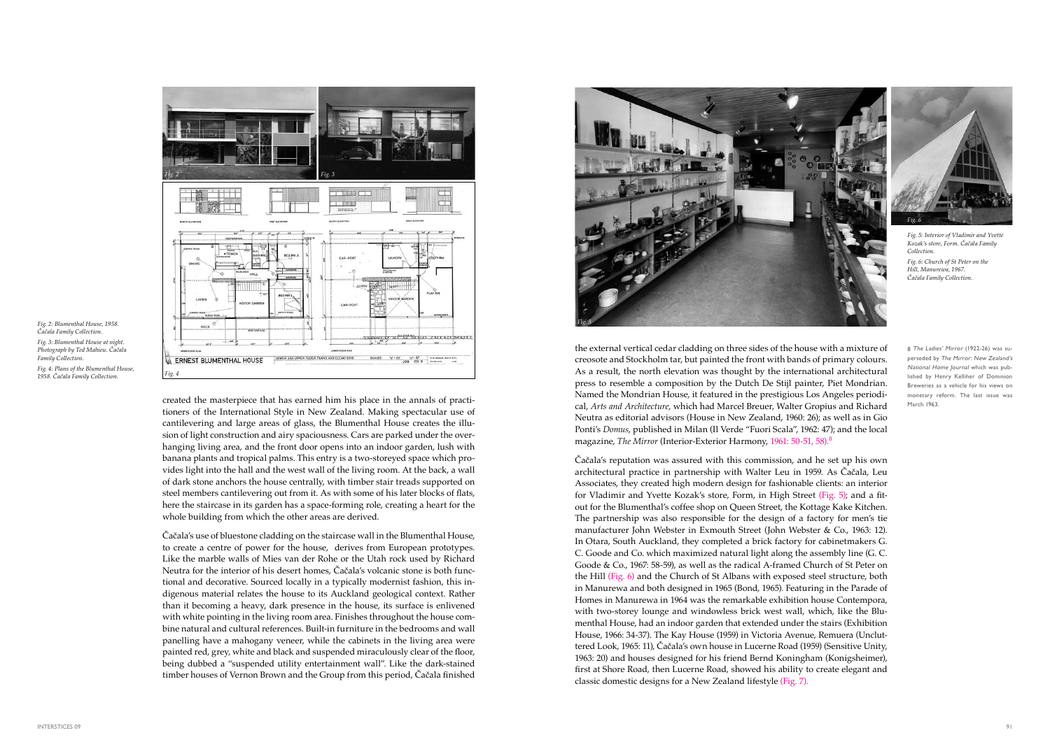Fig. 2: Blumenthal House, 1958. Čačala Family Collection.

Fig. 3: Blumenthal House at night. Photograph by Ted Mahieu. Čačala Family Collection.

Fig. 4: Plans of the Blumenthal House, 1958. Čačala Family Collection.

created the masterpiece that has earned him his place in the annals of practitioners of the International Style in New Zealand. Making spectacular use of cantilevering and large areas of glass, the Blumenthal House creates the illusion of light construction and airy spaciousness. Cars are parked under the overhanging living area, and the front door opens into an indoor garden, lush with banana plants and tropical palms. This entry is a two-storeyed space which provides light into the hall and the west wall of the living room. At the back, a wall of dark stone anchors the house centrally, with timber stair treads supported on steel members cantilevering out from it. As with some of his later blocks of flats, here the staircase in its garden has a space-forming role, creating a heart for the whole building from which the other areas are derived.

Čačala's use of bluestone cladding on the staircase wall in the Blumenthal House, to create a centre of power for the house, derives from European prototypes. Like the marble walls of Mies van der Rohe or the Utah rock used by Richard Neutra for the interior of his desert homes, Čačala's volcanic stone is both functional and decorative. Sourced locally in a typically modernist fashion, this indigenous material relates the house to its Auckland geological context. Rather than it becoming a heavy, dark presence in the house, its surface is enlivened with white pointing in the living room area. Finishes throughout the house combine natural and cultural references. Built-in furniture in the bedrooms and wall panelling have a mahogany veneer, while the cabinets in the living area were painted red, grey, white and black and suspended miraculously clear of the floor, being dubbed a "suspended utility entertainment wall". Like the dark-stained timber houses of Vernon Brown and the Group from this period, Čačala finished the external vertical cedar cladding on three sides of the house with a mixture of creosote and Stockholm tar, but painted the front with bands of primary colours. As a result, the north elevation was thought by the international architectural press to resemble a composition by the Dutch De Stijl painter, Piet Mondrian. Named the Mondrian House, it featured in the prestigious Los Angeles periodical, *Arts and Architecture*, which had Marcel Breuer, Walter Gropius and Richard Neutra as editorial advisors (House in New Zealand, 1960: 26); as well as in Gio Ponti's *Domus*, published in Milan (Il Verde "Fuori Scala", 1962: 47); and the local magazine, *The Mirror* (Interior-Exterior Harmony, 1961: 50-51, 58).[8]

Čačala's reputation was assured with this commission, and he set up his own architectural practice in partnership with Walter Leu in 1959. As Čačala, Leu Associates, they created high modern design for fashionable clients: an interior for Vladimir and Yvette Kozak's store, Form, in High Street (Fig. 5); and a fit-out for the Blumenthal's coffee shop on Queen Street, the Kottage Kake Kitchen. The partnership was also responsible for the design of a factory for men's tie manufacturer John Webster in Exmouth Street (John Webster & Co., 1963: 12). In Otara, South Auckland, they completed a brick factory for cabinetmakers G. C. Goode and Co. which maximized natural light along the assembly line (G. C. Goode & Co., 1967: 58-59), as well as the radical A-framed Church of St Peter on the Hill (Fig. 6) and the Church of St Albans with exposed steel structure, both in Manurewa and both designed in 1965 (Bond, 1965). Featuring in the Parade of Homes in Manurewa in 1964 was the remarkable exhibition house Contempora, with two-storey lounge and windowless brick west wall, which, like the Blumenthal House, had an indoor garden that extended under the stairs (Exhibition House, 1966: 34-37). The Kay House (1959) in Victoria Avenue, Remuera (Uncluttered Look, 1965: 11), Čačala's own house in Lucerne Road (1959) (Sensitive Unity, 1963: 20) and houses designed for his friend Bernd Koningham (Konigsheimer), first at Shore Road, then Lucerne Road, showed his ability to create elegant and classic domestic designs for a New Zealand lifestyle (Fig. 7).

Fig. 5: Interior of Vladimir and Yvette Kozak's store, Form. Čačala Family Collection.

Fig. 6: Church of St Peter on the Hill, Manurewa, 1967. Čačala Family Collection.

8 *The Ladies' Mirror* (1922-26) was superseded by *The Mirror: New Zealand's National Home Journal* which was published by Henry Kelliher of Dominion Breweries as a vehicle for his views on monetary reform. The last issue was March 1963.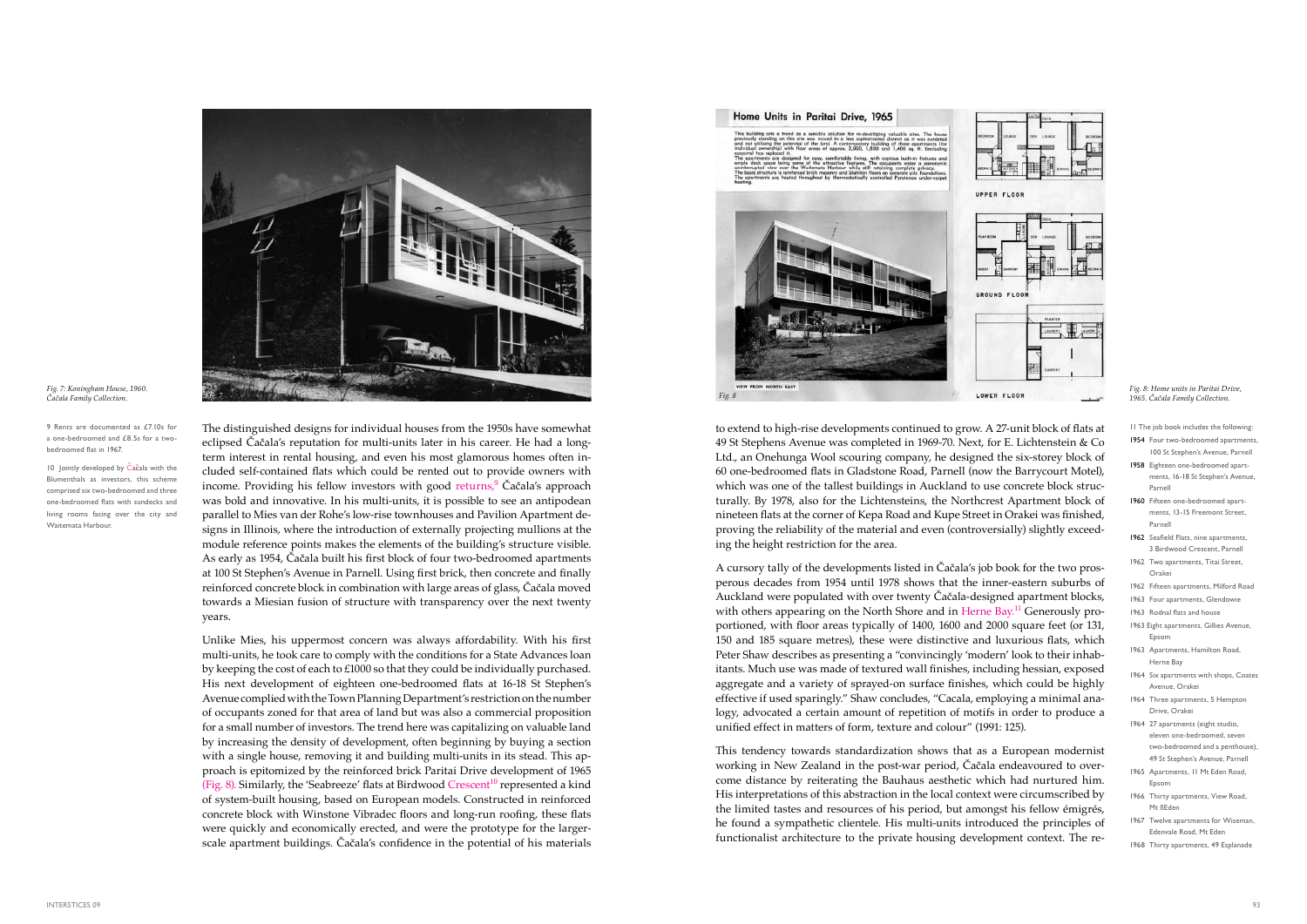*Fig. 7: Koningham House, 1960. Čačala Family Collection.*

*Fig. 8: Home units in Paritai Drive, 1965. Čačala Family Collection.*

The distinguished designs for individual houses from the 1950s have somewhat eclipsed Čačala's reputation for multi-units later in his career. He had a long-term interest in rental housing, and even his most glamorous homes often included self-contained flats which could be rented out to provide owners with income. Providing his fellow investors with good returns,[9] Čačala's approach was bold and innovative. In his multi-units, it is possible to see an antipodean parallel to Mies van der Rohe's low-rise townhouses and Pavilion Apartment designs in Illinois, where the introduction of externally projecting mullions at the module reference points makes the elements of the building's structure visible. As early as 1954, Čačala built his first block of four two-bedroomed apartments at 100 St Stephen's Avenue in Parnell. Using first brick, then concrete and finally reinforced concrete block in combination with large areas of glass, Čačala moved towards a Miesian fusion of structure with transparency over the next twenty years.

Unlike Mies, his uppermost concern was always affordability. With his first multi-units, he took care to comply with the conditions for a State Advances loan by keeping the cost of each to £1000 so that they could be individually purchased. His next development of eighteen one-bedroomed flats at 16-18 St Stephen's Avenue complied with the Town Planning Department's restriction on the number of occupants zoned for that area of land but was also a commercial proposition for a small number of investors. The trend here was capitalizing on valuable land by increasing the density of development, often beginning by buying a section with a single house, removing it and building multi-units in its stead. This approach is epitomized by the reinforced brick Paritai Drive development of 1965 (Fig. 8). Similarly, the 'Seabreeze' flats at Birdwood Crescent[10] represented a kind of system-built housing, based on European models. Constructed in reinforced concrete block with Winstone Vibradec floors and long-run roofing, these flats were quickly and economically erected, and were the prototype for the larger-scale apartment buildings. Čačala's confidence in the potential of his materials to extend to high-rise developments continued to grow. A 27-unit block of flats at 49 St Stephens Avenue was completed in 1969-70. Next, for E. Lichtenstein & Co Ltd., an Onehunga Wool scouring company, he designed the six-storey block of 60 one-bedroomed flats in Gladstone Road, Parnell (now the Barrycourt Motel), which was one of the tallest buildings in Auckland to use concrete block structurally. By 1978, also for the Lichtensteins, the Northcrest Apartment block of nineteen flats at the corner of Kepa Road and Kupe Street in Orakei was finished, proving the reliability of the material and even (controversially) slightly exceeding the height restriction for the area.

A cursory tally of the developments listed in Čačala's job book for the two prosperous decades from 1954 until 1978 shows that the inner-eastern suburbs of Auckland were populated with over twenty Čačala-designed apartment blocks, with others appearing on the North Shore and in Herne Bay.[11] Generously proportioned, with floor areas typically of 1400, 1600 and 2000 square feet (or 131, 150 and 185 square metres), these were distinctive and luxurious flats, which Peter Shaw describes as presenting a "convincingly 'modern' look to their inhabitants. Much use was made of textured wall finishes, including hessian, exposed aggregate and a variety of sprayed-on surface finishes, which could be highly effective if used sparingly." Shaw concludes, "Cacala, employing a minimal analogy, advocated a certain amount of repetition of motifs in order to produce a unified effect in matters of form, texture and colour" (1991: 125).

This tendency towards standardization shows that as a European modernist working in New Zealand in the post-war period, Čačala endeavoured to overcome distance by reiterating the Bauhaus aesthetic which had nurtured him. His interpretations of this abstraction in the local context were circumscribed by the limited tastes and resources of his period, but amongst his fellow émigrés, he found a sympathetic clientele. His multi-units introduced the principles of functionalist architecture to the private housing development context. The re-

---

9 Rents are documented as £7.10s for a one-bedroomed and £8.5s for a two-bedroomed flat in 1967.

10 Jointly developed by Čačala with the Blumenthals as investors, this scheme comprised six two-bedroomed and three one-bedroomed flats with sundecks and living rooms facing over the city and Waitemata Harbour.

11 The job book includes the following:

- **1954** Four two-bedroomed apartments, 100 St Stephen's Avenue, Parnell
- **1958** Eighteen one-bedroomed apartments, 16-18 St Stephen's Avenue, Parnell
- **1960** Fifteen one-bedroomed apartments, 13-15 Freemont Street, Parnell
- **1962** Seafield Flats, nine apartments, 3 Birdwood Crescent, Parnell
- 1962 Two apartments, Titai Street, Orakei
- 1962 Fifteen apartments, Milford Road
- 1963 Four apartments, Glendowie
- 1963 Rodnal flats and house
- 1963 Eight apartments, Gillies Avenue, Epsom
- 1963 Apartments, Hamilton Road, Herne Bay
- 1964 Six apartments with shops, Coates Avenue, Orakei
- 1964 Three apartments, 5 Hempton Drive, Orakei
- 1964 27 apartments (eight studio, eleven one-bedroomed, seven two-bedroomed and a penthouse), 49 St Stephen's Avenue, Parnell
- 1965 Apartments, 11 Mt Eden Road, Epsom
- 1966 Thirty apartments, View Road, Mt 8Eden
- 1967 Twelve apartments for Wiseman, Edenvale Road, Mt Eden
- 1968 Thirty apartments, 49 Esplanade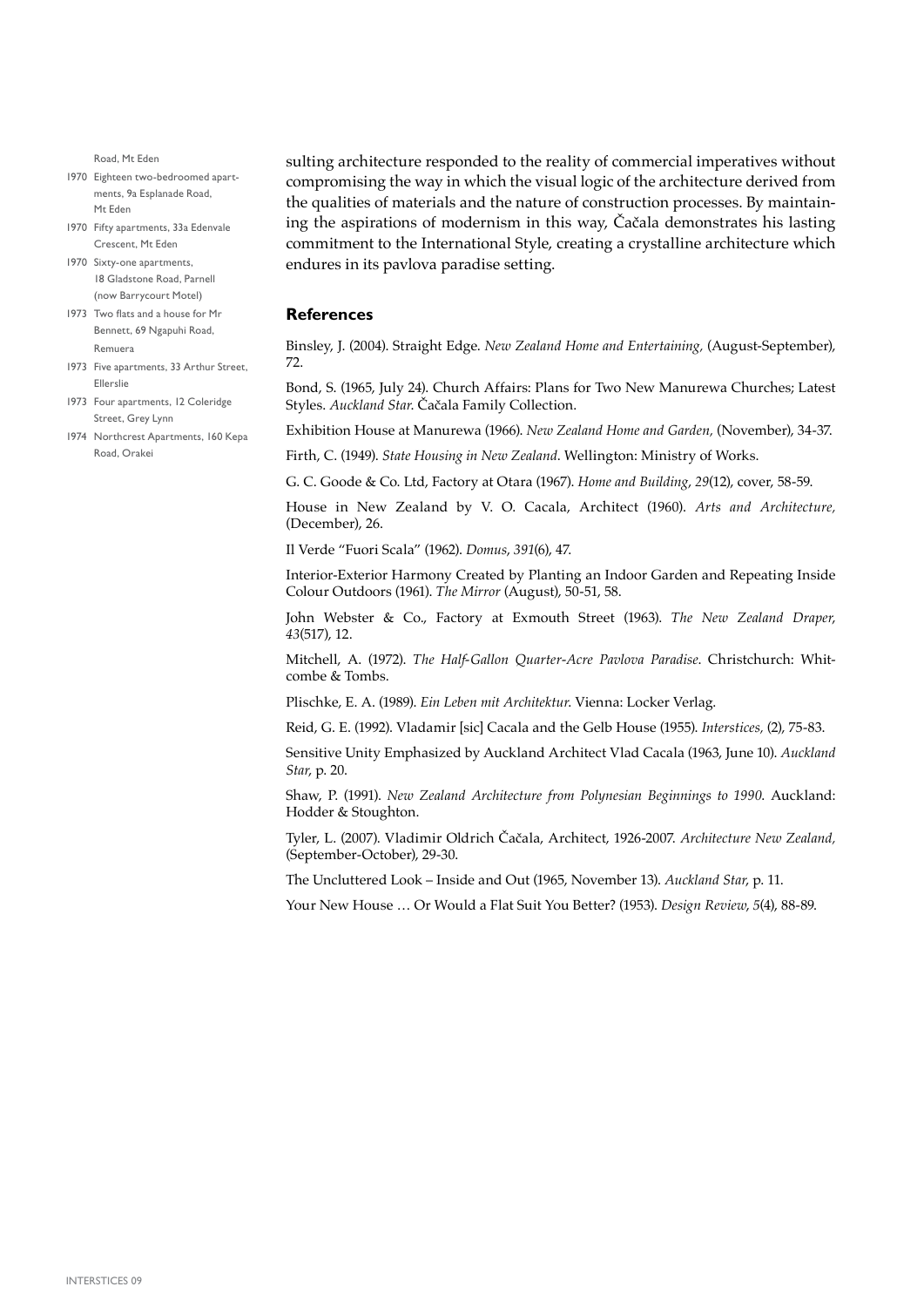Road, Mt Eden

- 1970 Eighteen two-bedroomed apartments, 9a Esplanade Road, Mt Eden
- 1970 Fifty apartments, 33a Edenvale Crescent, Mt Eden
- 1970 Sixty-one apartments, 18 Gladstone Road, Parnell (now Barrycourt Motel)
- 1973 Two flats and a house for Mr Bennett, 69 Ngapuhi Road, Remuera
- 1973 Five apartments, 33 Arthur Street, Ellerslie
- 1973 Four apartments, 12 Coleridge Street, Grey Lynn
- 1974 Northcrest Apartments, 160 Kepa Road, Orakei

sulting architecture responded to the reality of commercial imperatives without compromising the way in which the visual logic of the architecture derived from the qualities of materials and the nature of construction processes. By maintaining the aspirations of modernism in this way, Čačala demonstrates his lasting commitment to the International Style, creating a crystalline architecture which endures in its pavlova paradise setting.

## References

Binsley, J. (2004). Straight Edge. *New Zealand Home and Entertaining,* (August-September), 72.

Bond, S. (1965, July 24). Church Affairs: Plans for Two New Manurewa Churches; Latest Styles. *Auckland Star*. Čačala Family Collection.

Exhibition House at Manurewa (1966). *New Zealand Home and Garden,* (November), 34-37.

Firth, C. (1949). *State Housing in New Zealand*. Wellington: Ministry of Works.

G. C. Goode & Co. Ltd, Factory at Otara (1967). *Home and Building*, *29*(12), cover, 58-59.

House in New Zealand by V. O. Cacala, Architect (1960). *Arts and Architecture,* (December), 26.

Il Verde "Fuori Scala" (1962). *Domus*, *391*(6), 47.

Interior-Exterior Harmony Created by Planting an Indoor Garden and Repeating Inside Colour Outdoors (1961). *The Mirror* (August), 50-51, 58.

John Webster & Co., Factory at Exmouth Street (1963). *The New Zealand Draper*, *43*(517), 12.

Mitchell, A. (1972). *The Half-Gallon Quarter-Acre Pavlova Paradise*. Christchurch: Whitcombe & Tombs.

Plischke, E. A. (1989). *Ein Leben mit Architektur*. Vienna: Locker Verlag.

Reid, G. E. (1992). Vladamir [sic] Cacala and the Gelb House (1955). *Interstices,* (2), 75-83.

Sensitive Unity Emphasized by Auckland Architect Vlad Cacala (1963, June 10). *Auckland Star*, p. 20.

Shaw, P. (1991). *New Zealand Architecture from Polynesian Beginnings to 1990*. Auckland: Hodder & Stoughton.

Tyler, L. (2007). Vladimir Oldrich Čačala, Architect, 1926-2007. *Architecture New Zealand,* (September-October), 29-30.

The Uncluttered Look – Inside and Out (1965, November 13). *Auckland Star*, p. 11.

Your New House … Or Would a Flat Suit You Better? (1953). *Design Review*, *5*(4), 88-89.